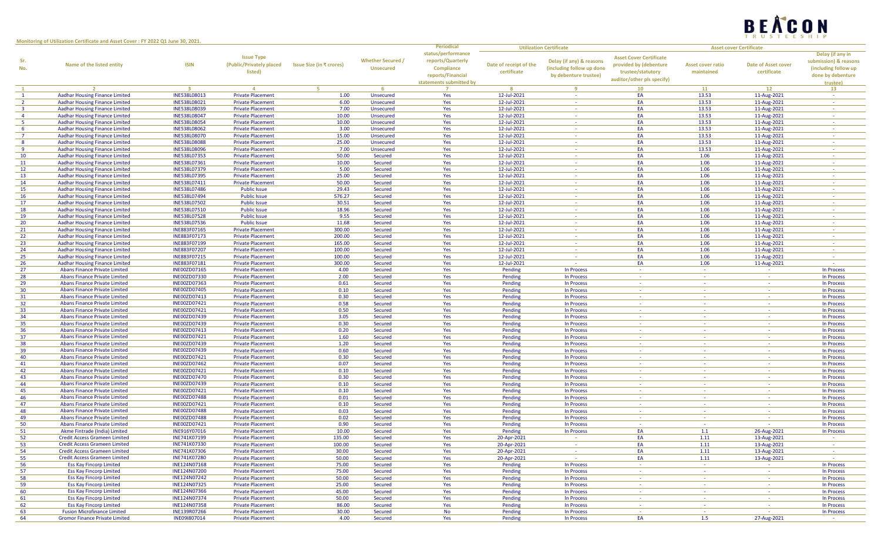Monitoring of Utilization Certificate and Asset Cover : FY 2022 Q1 June 30, 2021.

| Sr. No. | Name of the listed entity | ISIN | Issue Type (Public/Privately placed listed) | Issue Size (in ₹ crores) | Whether Secured / Unsecured | Periodical status/performance reports/Quarterly Compliance reports/Financial statements submitted by | Utilization Certificate | | Asset Cover Certificate | | | |
|---|---|---|---|---|---|---|---|---|---|---|---|---|
| | | | | | | | Date of receipt of the certificate | Delay (if any) & reasons (including follow up done by debenture trustee) | Asset Cover Certificate provided by (debenture trustee/statutory auditor/other pls specify) | Asset cover ratio maintained | Date of Asset cover certificate | Delay (if any in submission) & reasons (including follow up done by debenture trustee) |
| 1 | 2 | 3 | 4 | 5 | 6 | 7 | 8 | 9 | 10 | 11 | 12 | 13 |
| 1 | Aadhar Housing Finance Limited | INE538L08013 | Private Placement | 1.00 | Unsecured | Yes | 12-Jul-2021 | - | EA | 13.53 | 11-Aug-2021 | - |
| 2 | Aadhar Housing Finance Limited | INE538L08021 | Private Placement | 6.00 | Unsecured | Yes | 12-Jul-2021 | - | EA | 13.53 | 11-Aug-2021 | - |
| 3 | Aadhar Housing Finance Limited | INE538L08039 | Private Placement | 7.00 | Unsecured | Yes | 12-Jul-2021 | - | EA | 13.53 | 11-Aug-2021 | - |
| 4 | Aadhar Housing Finance Limited | INE538L08047 | Private Placement | 10.00 | Unsecured | Yes | 12-Jul-2021 | - | EA | 13.53 | 11-Aug-2021 | - |
| 5 | Aadhar Housing Finance Limited | INE538L08054 | Private Placement | 10.00 | Unsecured | Yes | 12-Jul-2021 | - | EA | 13.53 | 11-Aug-2021 | - |
| 6 | Aadhar Housing Finance Limited | INE538L08062 | Private Placement | 3.00 | Unsecured | Yes | 12-Jul-2021 | - | EA | 13.53 | 11-Aug-2021 | - |
| 7 | Aadhar Housing Finance Limited | INE538L08070 | Private Placement | 15.00 | Unsecured | Yes | 12-Jul-2021 | - | EA | 13.53 | 11-Aug-2021 | - |
| 8 | Aadhar Housing Finance Limited | INE538L08088 | Private Placement | 25.00 | Unsecured | Yes | 12-Jul-2021 | - | EA | 13.53 | 11-Aug-2021 | - |
| 9 | Aadhar Housing Finance Limited | INE538L08096 | Private Placement | 7.00 | Unsecured | Yes | 12-Jul-2021 | - | EA | 13.53 | 11-Aug-2021 | - |
| 10 | Aadhar Housing Finance Limited | INE538L07353 | Private Placement | 50.00 | Secured | Yes | 12-Jul-2021 | - | EA | 1.06 | 11-Aug-2021 | - |
| 11 | Aadhar Housing Finance Limited | INE538L07361 | Private Placement | 10.00 | Secured | Yes | 12-Jul-2021 | - | EA | 1.06 | 11-Aug-2021 | - |
| 12 | Aadhar Housing Finance Limited | INE538L07379 | Private Placement | 5.00 | Secured | Yes | 12-Jul-2021 | - | EA | 1.06 | 11-Aug-2021 | - |
| 13 | Aadhar Housing Finance Limited | INE538L07395 | Private Placement | 25.00 | Secured | Yes | 12-Jul-2021 | - | EA | 1.06 | 11-Aug-2021 | - |
| 14 | Aadhar Housing Finance Limited | INE538L07411 | Private Placement | 50.00 | Secured | Yes | 12-Jul-2021 | - | EA | 1.06 | 11-Aug-2021 | - |
| 15 | Aadhar Housing Finance Limited | INE538L07486 | Public Issue | 29.43 | Secured | Yes | 12-Jul-2021 | - | EA | 1.06 | 11-Aug-2021 | - |
| 16 | Aadhar Housing Finance Limited | INE538L07494 | Public Issue | 576.27 | Secured | Yes | 12-Jul-2021 | - | EA | 1.06 | 11-Aug-2021 | - |
| 17 | Aadhar Housing Finance Limited | INE538L07502 | Public Issue | 30.51 | Secured | Yes | 12-Jul-2021 | - | EA | 1.06 | 11-Aug-2021 | - |
| 18 | Aadhar Housing Finance Limited | INE538L07510 | Public Issue | 18.96 | Secured | Yes | 12-Jul-2021 | - | EA | 1.06 | 11-Aug-2021 | - |
| 19 | Aadhar Housing Finance Limited | INE538L07528 | Public Issue | 9.55 | Secured | Yes | 12-Jul-2021 | - | EA | 1.06 | 11-Aug-2021 | - |
| 20 | Aadhar Housing Finance Limited | INE538L07536 | Public Issue | 11.68 | Secured | Yes | 12-Jul-2021 | - | EA | 1.06 | 11-Aug-2021 | - |
| 21 | Aadhar Housing Finance Limited | INE883F07165 | Private Placement | 300.00 | Secured | Yes | 12-Jul-2021 | - | EA | 1.06 | 11-Aug-2021 | - |
| 22 | Aadhar Housing Finance Limited | INE883F07173 | Private Placement | 200.00 | Secured | Yes | 12-Jul-2021 | - | EA | 1.06 | 11-Aug-2021 | - |
| 23 | Aadhar Housing Finance Limited | INE883F07199 | Private Placement | 165.00 | Secured | Yes | 12-Jul-2021 | - | EA | 1.06 | 11-Aug-2021 | - |
| 24 | Aadhar Housing Finance Limited | INE883F07207 | Private Placement | 100.00 | Secured | Yes | 12-Jul-2021 | - | EA | 1.06 | 11-Aug-2021 | - |
| 25 | Aadhar Housing Finance Limited | INE883F07215 | Private Placement | 100.00 | Secured | Yes | 12-Jul-2021 | - | EA | 1.06 | 11-Aug-2021 | - |
| 26 | Aadhar Housing Finance Limited | INE883F07181 | Private Placement | 300.00 | Secured | Yes | 12-Jul-2021 | - | EA | 1.06 | 11-Aug-2021 | - |
| 27 | Abans Finance Private Limited | INE00ZD07165 | Private Placement | 4.00 | Secured | Yes | Pending | In Process | - | - | - | In Process |
| 28 | Abans Finance Private Limited | INE00ZD07330 | Private Placement | 2.00 | Secured | Yes | Pending | In Process | - | - | - | In Process |
| 29 | Abans Finance Private Limited | INE00ZD07363 | Private Placement | 0.61 | Secured | Yes | Pending | In Process | - | - | - | In Process |
| 30 | Abans Finance Private Limited | INE00ZD07405 | Private Placement | 0.10 | Secured | Yes | Pending | In Process | - | - | - | In Process |
| 31 | Abans Finance Private Limited | INE00ZD07413 | Private Placement | 0.30 | Secured | Yes | Pending | In Process | - | - | - | In Process |
| 32 | Abans Finance Private Limited | INE00ZD07421 | Private Placement | 0.58 | Secured | Yes | Pending | In Process | - | - | - | In Process |
| 33 | Abans Finance Private Limited | INE00ZD07421 | Private Placement | 0.50 | Secured | Yes | Pending | In Process | - | - | - | In Process |
| 34 | Abans Finance Private Limited | INE00ZD07439 | Private Placement | 3.05 | Secured | Yes | Pending | In Process | - | - | - | In Process |
| 35 | Abans Finance Private Limited | INE00ZD07439 | Private Placement | 0.30 | Secured | Yes | Pending | In Process | - | - | - | In Process |
| 36 | Abans Finance Private Limited | INE00ZD07413 | Private Placement | 0.20 | Secured | Yes | Pending | In Process | - | - | - | In Process |
| 37 | Abans Finance Private Limited | INE00ZD07421 | Private Placement | 1.60 | Secured | Yes | Pending | In Process | - | - | - | In Process |
| 38 | Abans Finance Private Limited | INE00ZD07439 | Private Placement | 1.20 | Secured | Yes | Pending | In Process | - | - | - | In Process |
| 39 | Abans Finance Private Limited | INE00ZD07439 | Private Placement | 0.60 | Secured | Yes | Pending | In Process | - | - | - | In Process |
| 40 | Abans Finance Private Limited | INE00ZD07421 | Private Placement | 0.30 | Secured | Yes | Pending | In Process | - | - | - | In Process |
| 41 | Abans Finance Private Limited | INE00ZD07462 | Private Placement | 0.07 | Secured | Yes | Pending | In Process | - | - | - | In Process |
| 42 | Abans Finance Private Limited | INE00ZD07421 | Private Placement | 0.10 | Secured | Yes | Pending | In Process | - | - | - | In Process |
| 43 | Abans Finance Private Limited | INE00ZD07470 | Private Placement | 0.30 | Secured | Yes | Pending | In Process | - | - | - | In Process |
| 44 | Abans Finance Private Limited | INE00ZD07439 | Private Placement | 0.10 | Secured | Yes | Pending | In Process | - | - | - | In Process |
| 45 | Abans Finance Private Limited | INE00ZD07421 | Private Placement | 0.10 | Secured | Yes | Pending | In Process | - | - | - | In Process |
| 46 | Abans Finance Private Limited | INE00ZD07488 | Private Placement | 0.01 | Secured | Yes | Pending | In Process | - | - | - | In Process |
| 47 | Abans Finance Private Limited | INE00ZD07421 | Private Placement | 0.10 | Secured | Yes | Pending | In Process | - | - | - | In Process |
| 48 | Abans Finance Private Limited | INE00ZD07488 | Private Placement | 0.03 | Secured | Yes | Pending | In Process | - | - | - | In Process |
| 49 | Abans Finance Private Limited | INE00ZD07488 | Private Placement | 0.02 | Secured | Yes | Pending | In Process | - | - | - | In Process |
| 50 | Abans Finance Private Limited | INE00ZD07421 | Private Placement | 0.90 | Secured | Yes | Pending | In Process | - | - | - | In Process |
| 51 | Akme Fintrade (India) Limited | INE916Y07016 | Private Placement | 10.00 | Secured | Yes | Pending | In Process | EA | 1.1 | 26-Aug-2021 | In Process |
| 52 | Credit Access Grameen Limited | INE741K07199 | Private Placement | 135.00 | Secured | Yes | 20-Apr-2021 | - | EA | 1.11 | 13-Aug-2021 | - |
| 53 | Credit Access Grameen Limited | INE741K07330 | Private Placement | 100.00 | Secured | Yes | 20-Apr-2021 | - | EA | 1.11 | 13-Aug-2021 | - |
| 54 | Credit Access Grameen Limited | INE741K07306 | Private Placement | 30.00 | Secured | Yes | 20-Apr-2021 | - | EA | 1.11 | 13-Aug-2021 | - |
| 55 | Credit Access Grameen Limited | INE741K07280 | Private Placement | 50.00 | Secured | Yes | 20-Apr-2021 | - | EA | 1.11 | 13-Aug-2021 | - |
| 56 | Ess Kay Fincorp Limited | INE124N07168 | Private Placement | 75.00 | Secured | Yes | Pending | In Process | - | - | - | In Process |
| 57 | Ess Kay Fincorp Limited | INE124N07200 | Private Placement | 75.00 | Secured | Yes | Pending | In Process | - | - | - | In Process |
| 58 | Ess Kay Fincorp Limited | INE124N07242 | Private Placement | 50.00 | Secured | Yes | Pending | In Process | - | - | - | In Process |
| 59 | Ess Kay Fincorp Limited | INE124N07325 | Private Placement | 25.00 | Secured | Yes | Pending | In Process | - | - | - | In Process |
| 60 | Ess Kay Fincorp Limited | INE124N07366 | Private Placement | 45.00 | Secured | Yes | Pending | In Process | - | - | - | In Process |
| 61 | Ess Kay Fincorp Limited | INE124N07374 | Private Placement | 50.00 | Secured | Yes | Pending | In Process | - | - | - | In Process |
| 62 | Ess Kay Fincorp Limited | INE124N07358 | Private Placement | 86.00 | Secured | Yes | Pending | In Process | - | - | - | In Process |
| 63 | Fusion Microfinance Limited | INE139R07266 | Private Placement | 30.00 | Secured | No | Pending | In Process | - | - | - | In Process |
| 64 | Gromor Finance Private Limited | INE09I807014 | Private Placement | 4.00 | Secured | Yes | Pending | In Process | EA | 1.5 | 27-Aug-2021 | - |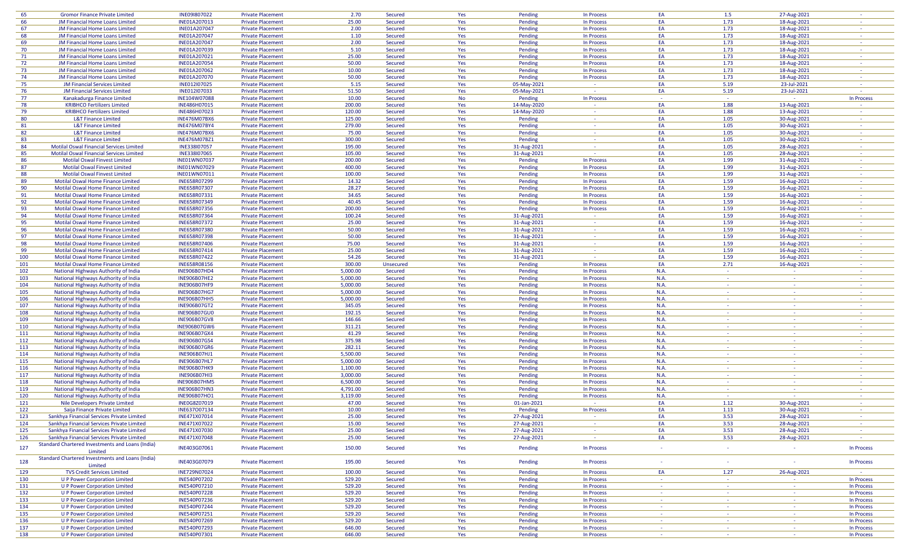| | | | | | | | | | | | | |
|---|---|---|---|---|---|---|---|---|---|---|---|---|
| 65 | Gromor Finance Private Limited | INE09I807022 | Private Placement | 2.70 | Secured | Yes | Pending | In Process | EA | 1.5 | 27-Aug-2021 | - |
| 66 | JM Financial Home Loans Limited | INE01A207013 | Private Placement | 25.00 | Secured | Yes | Pending | In Process | EA | 1.73 | 18-Aug-2021 | - |
| 67 | JM Financial Home Loans Limited | INE01A207047 | Private Placement | 2.00 | Secured | Yes | Pending | In Process | EA | 1.73 | 18-Aug-2021 | - |
| 68 | JM Financial Home Loans Limited | INE01A207047 | Private Placement | 1.10 | Secured | Yes | Pending | In Process | EA | 1.73 | 18-Aug-2021 | - |
| 69 | JM Financial Home Loans Limited | INE01A207047 | Private Placement | 2.00 | Secured | Yes | Pending | In Process | EA | 1.73 | 18-Aug-2021 | - |
| 70 | JM Financial Home Loans Limited | INE01A207039 | Private Placement | 5.10 | Secured | Yes | Pending | In Process | EA | 1.73 | 18-Aug-2021 | - |
| 71 | JM Financial Home Loans Limited | INE01A207021 | Private Placement | 25.00 | Secured | Yes | Pending | In Process | EA | 1.73 | 18-Aug-2021 | - |
| 72 | JM Financial Home Loans Limited | INE01A207054 | Private Placement | 50.00 | Secured | Yes | Pending | In Process | EA | 1.73 | 18-Aug-2021 | - |
| 73 | JM Financial Home Loans Limited | INE01A207062 | Private Placement | 10.00 | Secured | Yes | Pending | In Process | EA | 1.73 | 18-Aug-2021 | - |
| 74 | JM Financial Home Loans Limited | INE01A207070 | Private Placement | 50.00 | Secured | Yes | Pending | In Process | EA | 1.73 | 18-Aug-2021 | - |
| 75 | JM Financial Services Limited | INE012I07025 | Private Placement | 5.15 | Secured | Yes | 05-May-2021 | - | EA | 5.19 | 23-Jul-2021 | - |
| 76 | JM Financial Services Limited | INE012I07033 | Private Placement | 51.50 | Secured | Yes | 05-May-2021 | - | EA | 5.19 | 23-Jul-2021 | - |
| 77 | Kanakadurga Finance Limited | INE104W07088 | Private Placement | 10.00 | Secured | No | Pending | In Process | - | - | - | In Process |
| 78 | KRIBHCO Fertilizers Limited | INE486H07015 | Private Placement | 200.00 | Secured | Yes | 14-May-2020 | - | EA | 1.88 | 13-Aug-2021 | - |
| 79 | KRIBHCO Fertilizers Limited | INE486H07023 | Private Placement | 120.00 | Secured | Yes | 14-May-2020 | - | EA | 1.88 | 13-Aug-2021 | - |
| 80 | L&T Finance Limited | INE476M07BX6 | Private Placement | 125.00 | Secured | Yes | Pending | - | EA | 1.05 | 30-Aug-2021 | - |
| 81 | L&T Finance Limited | INE476M07BY4 | Private Placement | 279.00 | Secured | Yes | Pending | - | EA | 1.05 | 30-Aug-2021 | - |
| 82 | L&T Finance Limited | INE476M07BX6 | Private Placement | 75.00 | Secured | Yes | Pending | - | EA | 1.05 | 30-Aug-2021 | - |
| 83 | L&T Finance Limited | INE476M07BZ1 | Private Placement | 300.00 | Secured | Yes | Pending | - | EA | 1.05 | 30-Aug-2021 | - |
| 84 | Motilal Oswal Financial Services Limited | INE338I07057 | Private Placement | 195.00 | Secured | Yes | 31-Aug-2021 | - | EA | 1.05 | 28-Aug-2021 | - |
| 85 | Motilal Oswal Financial Services Limited | INE338I07065 | Private Placement | 105.00 | Secured | Yes | 31-Aug-2021 | - | EA | 1.05 | 28-Aug-2021 | - |
| 86 | Motilal Oswal Finvest Limited | INE01WN07037 | Private Placement | 200.00 | Secured | Yes | Pending | In Process | EA | 1.99 | 31-Aug-2021 | - |
| 87 | Motilal Oswal Finvest Limited | INE01WN07029 | Private Placement | 400.00 | Secured | Yes | Pending | In Process | EA | 1.99 | 31-Aug-2021 | - |
| 88 | Motilal Oswal Finvest Limited | INE01WN07011 | Private Placement | 100.00 | Secured | Yes | Pending | In Process | EA | 1.99 | 31-Aug-2021 | - |
| 89 | Motilal Oswal Home Finance Limited | INE658R07299 | Private Placement | 14.32 | Secured | Yes | Pending | In Process | EA | 1.59 | 16-Aug-2021 | - |
| 90 | Motilal Oswal Home Finance Limited | INE658R07307 | Private Placement | 28.27 | Secured | Yes | Pending | In Process | EA | 1.59 | 16-Aug-2021 | - |
| 91 | Motilal Oswal Home Finance Limited | INE658R07331 | Private Placement | 34.65 | Secured | Yes | Pending | In Process | EA | 1.59 | 16-Aug-2021 | - |
| 92 | Motilal Oswal Home Finance Limited | INE658R07349 | Private Placement | 40.45 | Secured | Yes | Pending | In Process | EA | 1.59 | 16-Aug-2021 | - |
| 93 | Motilal Oswal Home Finance Limited | INE658R07356 | Private Placement | 200.00 | Secured | Yes | Pending | In Process | EA | 1.59 | 16-Aug-2021 | - |
| 94 | Motilal Oswal Home Finance Limited | INE658R07364 | Private Placement | 100.24 | Secured | Yes | 31-Aug-2021 | - | EA | 1.59 | 16-Aug-2021 | - |
| 95 | Motilal Oswal Home Finance Limited | INE658R07372 | Private Placement | 25.00 | Secured | Yes | 31-Aug-2021 | - | EA | 1.59 | 16-Aug-2021 | - |
| 96 | Motilal Oswal Home Finance Limited | INE658R07380 | Private Placement | 50.00 | Secured | Yes | 31-Aug-2021 | - | EA | 1.59 | 16-Aug-2021 | - |
| 97 | Motilal Oswal Home Finance Limited | INE658R07398 | Private Placement | 50.00 | Secured | Yes | 31-Aug-2021 | - | EA | 1.59 | 16-Aug-2021 | - |
| 98 | Motilal Oswal Home Finance Limited | INE658R07406 | Private Placement | 75.00 | Secured | Yes | 31-Aug-2021 | - | EA | 1.59 | 16-Aug-2021 | - |
| 99 | Motilal Oswal Home Finance Limited | INE658R07414 | Private Placement | 25.00 | Secured | Yes | 31-Aug-2021 | - | EA | 1.59 | 16-Aug-2021 | - |
| 100 | Motilal Oswal Home Finance Limited | INE658R07422 | Private Placement | 54.26 | Secured | Yes | 31-Aug-2021 | - | EA | 1.59 | 16-Aug-2021 | - |
| 101 | Motilal Oswal Home Finance Limited | INE658R08156 | Private Placement | 300.00 | Unsecured | Yes | Pending | In Process | EA | 2.71 | 16-Aug-2021 | - |
| 102 | National Highways Authority of India | INE906B07HD4 | Private Placement | 5,000.00 | Secured | Yes | Pending | In Process | N.A. | - | - | - |
| 103 | National Highways Authority of India | INE906B07HE2 | Private Placement | 5,000.00 | Secured | Yes | Pending | In Process | N.A. | - | - | - |
| 104 | National Highways Authority of India | INE906B07HF9 | Private Placement | 5,000.00 | Secured | Yes | Pending | In Process | N.A. | - | - | - |
| 105 | National Highways Authority of India | INE906B07HG7 | Private Placement | 5,000.00 | Secured | Yes | Pending | In Process | N.A. | - | - | - |
| 106 | National Highways Authority of India | INE906B07HH5 | Private Placement | 5,000.00 | Secured | Yes | Pending | In Process | N.A. | - | - | - |
| 107 | National Highways Authority of India | INE906B07GT2 | Private Placement | 345.05 | Secured | Yes | Pending | In Process | N.A. | - | - | - |
| 108 | National Highways Authority of India | INE906B07GU0 | Private Placement | 192.15 | Secured | Yes | Pending | In Process | N.A. | - | - | - |
| 109 | National Highways Authority of India | INE906B07GV8 | Private Placement | 146.66 | Secured | Yes | Pending | In Process | N.A. | - | - | - |
| 110 | National Highways Authority of India | INE906B07GW6 | Private Placement | 311.21 | Secured | Yes | Pending | In Process | N.A. | - | - | - |
| 111 | National Highways Authority of India | INE906B07GX4 | Private Placement | 41.29 | Secured | Yes | Pending | In Process | N.A. | - | - | - |
| 112 | National Highways Authority of India | INE906B07GS4 | Private Placement | 375.98 | Secured | Yes | Pending | In Process | N.A. | - | - | - |
| 113 | National Highways Authority of India | INE906B07GR6 | Private Placement | 282.11 | Secured | Yes | Pending | In Process | N.A. | - | - | - |
| 114 | National Highways Authority of India | INE906B07HJ1 | Private Placement | 5,500.00 | Secured | Yes | Pending | In Process | N.A. | - | - | - |
| 115 | National Highways Authority of India | INE906B07HL7 | Private Placement | 5,000.00 | Secured | Yes | Pending | In Process | N.A. | - | - | - |
| 116 | National Highways Authority of India | INE906B07HK9 | Private Placement | 1,100.00 | Secured | Yes | Pending | In Process | N.A. | - | - | - |
| 117 | National Highways Authority of India | INE906B07HI3 | Private Placement | 3,000.00 | Secured | Yes | Pending | In Process | N.A. | - | - | - |
| 118 | National Highways Authority of India | INE906B07HM5 | Private Placement | 6,500.00 | Secured | Yes | Pending | In Process | N.A. | - | - | - |
| 119 | National Highways Authority of India | INE906B07HN3 | Private Placement | 4,791.00 | Secured | Yes | Pending | In Process | N.A. | - | - | - |
| 120 | National Highways Authority of India | INE906B07HO1 | Private Placement | 3,119.00 | Secured | Yes | Pending | In Process | N.A. | - | - | - |
| 121 | Nile Developers Private Limited | INE0G8Z07019 | Private Placement | 47.00 | Secured | Yes | 01-Jan-2021 | - | EA | 1.12 | 30-Aug-2021 | - |
| 122 | Saija Finance Private Limited | INE637O07134 | Private Placement | 10.00 | Secured | Yes | Pending | In Process | EA | 1.13 | 30-Aug-2021 | - |
| 123 | Sankhya Financial Services Private Limited | INE471X07014 | Private Placement | 25.00 | Secured | Yes | 27-Aug-2021 | - | EA | 3.53 | 28-Aug-2021 | - |
| 124 | Sankhya Financial Services Private Limited | INE471X07022 | Private Placement | 15.00 | Secured | Yes | 27-Aug-2021 | - | EA | 3.53 | 28-Aug-2021 | - |
| 125 | Sankhya Financial Services Private Limited | INE471X07030 | Private Placement | 25.00 | Secured | Yes | 27-Aug-2021 | - | EA | 3.53 | 28-Aug-2021 | - |
| 126 | Sankhya Financial Services Private Limited | INE471X07048 | Private Placement | 25.00 | Secured | Yes | 27-Aug-2021 | - | EA | 3.53 | 28-Aug-2021 | - |
| 127 | Standard Chartered Investments and Loans (India) Limited | INE403G07061 | Private Placement | 150.00 | Secured | Yes | Pending | In Process | - | - | - | In Process |
| 128 | Standard Chartered Investments and Loans (India) Limited | INE403G07079 | Private Placement | 195.00 | Secured | Yes | Pending | In Process | - | - | - | In Process |
| 129 | TVS Credit Services Limited | INE729N07024 | Private Placement | 100.00 | Secured | Yes | Pending | In Process | EA | 1.27 | 26-Aug-2021 | - |
| 130 | U P Power Corporation Limited | INE540P07202 | Private Placement | 529.20 | Secured | Yes | Pending | In Process | - | - | - | In Process |
| 131 | U P Power Corporation Limited | INE540P07210 | Private Placement | 529.20 | Secured | Yes | Pending | In Process | - | - | - | In Process |
| 132 | U P Power Corporation Limited | INE540P07228 | Private Placement | 529.20 | Secured | Yes | Pending | In Process | - | - | - | In Process |
| 133 | U P Power Corporation Limited | INE540P07236 | Private Placement | 529.20 | Secured | Yes | Pending | In Process | - | - | - | In Process |
| 134 | U P Power Corporation Limited | INE540P07244 | Private Placement | 529.20 | Secured | Yes | Pending | In Process | - | - | - | In Process |
| 135 | U P Power Corporation Limited | INE540P07251 | Private Placement | 529.20 | Secured | Yes | Pending | In Process | - | - | - | In Process |
| 136 | U P Power Corporation Limited | INE540P07269 | Private Placement | 529.20 | Secured | Yes | Pending | In Process | - | - | - | In Process |
| 137 | U P Power Corporation Limited | INE540P07293 | Private Placement | 646.00 | Secured | Yes | Pending | In Process | - | - | - | In Process |
| 138 | U P Power Corporation Limited | INE540P07301 | Private Placement | 646.00 | Secured | Yes | Pending | In Process | - | - | - | In Process |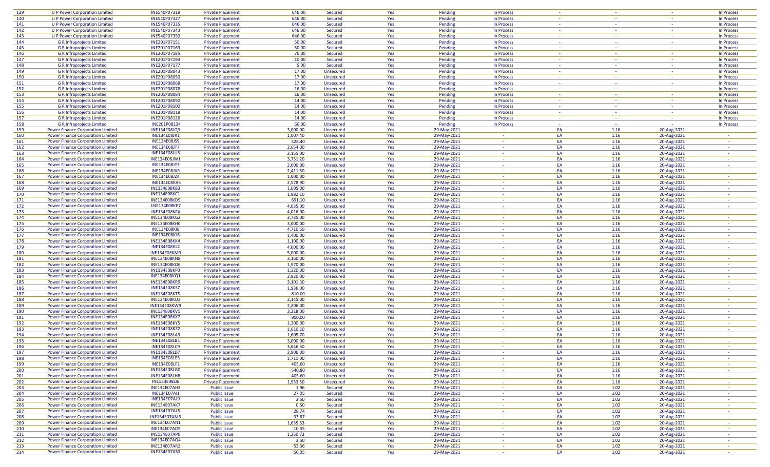| | | | | | | | | | | | | |
|---|---|---|---|---|---|---|---|---|---|---|---|---|
| 139 | U P Power Corporation Limited | INE540P07319 | Private Placement | 646.00 | Secured | Yes | Pending | In Process | - | - | - | In Process |
| 140 | U P Power Corporation Limited | INE540P07327 | Private Placement | 646.00 | Secured | Yes | Pending | In Process | - | - | - | In Process |
| 141 | U P Power Corporation Limited | INE540P07335 | Private Placement | 646.00 | Secured | Yes | Pending | In Process | - | - | - | In Process |
| 142 | U P Power Corporation Limited | INE540P07343 | Private Placement | 646.00 | Secured | Yes | Pending | In Process | - | - | - | In Process |
| 143 | U P Power Corporation Limited | INE540P07350 | Private Placement | 646.00 | Secured | Yes | Pending | In Process | - | - | - | In Process |
| 144 | G R Infraprojects Limited | INE201P07151 | Private Placement | 50.00 | Secured | Yes | Pending | In Process | - | - | - | In Process |
| 145 | G R Infraprojects Limited | INE201P07169 | Private Placement | 50.00 | Secured | Yes | Pending | In Process | - | - | - | In Process |
| 146 | G R Infraprojects Limited | INE201P07185 | Private Placement | 70.00 | Secured | Yes | Pending | In Process | - | - | - | In Process |
| 147 | G R Infraprojects Limited | INE201P07193 | Private Placement | 10.00 | Secured | Yes | Pending | In Process | - | - | - | In Process |
| 148 | G R Infraprojects Limited | INE201P07177 | Private Placement | 5.00 | Secured | Yes | Pending | In Process | - | - | - | In Process |
| 149 | G R Infraprojects Limited | INE201P08043 | Private Placement | 17.00 | Unsecured | Yes | Pending | In Process | - | - | - | In Process |
| 150 | G R Infraprojects Limited | INE201P08050 | Private Placement | 17.00 | Unsecured | Yes | Pending | In Process | - | - | - | In Process |
| 151 | G R Infraprojects Limited | INE201P08068 | Private Placement | 17.00 | Unsecured | Yes | Pending | In Process | - | - | - | In Process |
| 152 | G R Infraprojects Limited | INE201P08076 | Private Placement | 16.00 | Unsecured | Yes | Pending | In Process | - | - | - | In Process |
| 153 | G R Infraprojects Limited | INE201P08084 | Private Placement | 16.00 | Unsecured | Yes | Pending | In Process | - | - | - | In Process |
| 154 | G R Infraprojects Limited | INE201P08092 | Private Placement | 14.00 | Unsecured | Yes | Pending | In Process | - | - | - | In Process |
| 155 | G R Infraprojects Limited | INE201P08100 | Private Placement | 14.00 | Unsecured | Yes | Pending | In Process | - | - | - | In Process |
| 156 | G R Infraprojects Limited | INE201P08118 | Private Placement | 14.00 | Unsecured | Yes | Pending | In Process | - | - | - | In Process |
| 157 | G R Infraprojects Limited | INE201P08126 | Private Placement | 14.00 | Unsecured | Yes | Pending | In Process | - | - | - | In Process |
| 158 | G R Infraprojects Limited | INE201P08134 | Private Placement | 60.00 | Unsecured | Yes | Pending | In Process | - | - | - | In Process |
| 159 | Power Finance Corporation Limited | INE134E08JQ3 | Private Placement | 3,000.00 | Unsecured | Yes | 29-May-2021 | - | EA | 1.16 | 20-Aug-2021 | - |
| 160 | Power Finance Corporation Limited | INE134E08JR1 | Private Placement | 1,007.40 | Unsecured | Yes | 29-May-2021 | - | EA | 1.16 | 20-Aug-2021 | - |
| 161 | Power Finance Corporation Limited | INE134E08JS9 | Private Placement | 528.40 | Unsecured | Yes | 29-May-2021 | - | EA | 1.16 | 20-Aug-2021 | - |
| 162 | Power Finance Corporation Limited | INE134E08JT7 | Private Placement | 2,654.00 | Unsecured | Yes | 29-May-2021 | - | EA | 1.16 | 20-Aug-2021 | - |
| 163 | Power Finance Corporation Limited | INE134E08JU5 | Private Placement | 2,155.00 | Unsecured | Yes | 29-May-2021 | - | EA | 1.16 | 20-Aug-2021 | - |
| 164 | Power Finance Corporation Limited | INE134E08JW1 | Private Placement | 3,751.20 | Unsecured | Yes | 29-May-2021 | - | EA | 1.16 | 20-Aug-2021 | - |
| 165 | Power Finance Corporation Limited | INE134E08JY7 | Private Placement | 2,000.00 | Unsecured | Yes | 29-May-2021 | - | EA | 1.16 | 20-Aug-2021 | - |
| 166 | Power Finance Corporation Limited | INE134E08JX9 | Private Placement | 2,411.50 | Unsecured | Yes | 29-May-2021 | - | EA | 1.16 | 20-Aug-2021 | - |
| 167 | Power Finance Corporation Limited | INE134E08JZ4 | Private Placement | 1,000.00 | Unsecured | Yes | 29-May-2021 | - | EA | 1.16 | 20-Aug-2021 | - |
| 168 | Power Finance Corporation Limited | INE134E08KA5 | Private Placement | 2,578.90 | Unsecured | Yes | 29-May-2021 | - | EA | 1.16 | 20-Aug-2021 | - |
| 169 | Power Finance Corporation Limited | INE134E08KB3 | Private Placement | 1,605.00 | Unsecured | Yes | 29-May-2021 | - | EA | 1.16 | 20-Aug-2021 | - |
| 170 | Power Finance Corporation Limited | INE134E08KC1 | Private Placement | 1,982.10 | Unsecured | Yes | 29-May-2021 | - | EA | 1.16 | 20-Aug-2021 | - |
| 171 | Power Finance Corporation Limited | INE134E08KD9 | Private Placement | 691.10 | Unsecured | Yes | 29-May-2021 | - | EA | 1.16 | 20-Aug-2021 | - |
| 172 | Power Finance Corporation Limited | INE134E08KE7 | Private Placement | 4,035.00 | Unsecured | Yes | 29-May-2021 | - | EA | 1.16 | 20-Aug-2021 | - |
| 173 | Power Finance Corporation Limited | INE134E08KF4 | Private Placement | 4,016.00 | Unsecured | Yes | 29-May-2021 | - | EA | 1.16 | 20-Aug-2021 | - |
| 174 | Power Finance Corporation Limited | INE134E08KG2 | Private Placement | 3,735.00 | Unsecured | Yes | 29-May-2021 | - | EA | 1.16 | 20-Aug-2021 | - |
| 175 | Power Finance Corporation Limited | INE134E08KH0 | Private Placement | 3,000.00 | Unsecured | Yes | 29-May-2021 | - | EA | 1.16 | 20-Aug-2021 | - |
| 176 | Power Finance Corporation Limited | INE134E08KI8 | Private Placement | 4,710.50 | Unsecured | Yes | 29-May-2021 | - | EA | 1.16 | 20-Aug-2021 | - |
| 177 | Power Finance Corporation Limited | INE134E08KJ6 | Private Placement | 1,400.00 | Unsecured | Yes | 29-May-2021 | - | EA | 1.16 | 20-Aug-2021 | - |
| 178 | Power Finance Corporation Limited | INE134E08KK4 | Private Placement | 1,100.00 | Unsecured | Yes | 29-May-2021 | - | EA | 1.16 | 20-Aug-2021 | - |
| 179 | Power Finance Corporation Limited | INE134E08KL2 | Private Placement | 4,000.00 | Unsecured | Yes | 29-May-2021 | - | EA | 1.16 | 20-Aug-2021 | - |
| 180 | Power Finance Corporation Limited | INE134E08KM0 | Private Placement | 5,000.00 | Unsecured | Yes | 29-May-2021 | - | EA | 1.16 | 20-Aug-2021 | - |
| 181 | Power Finance Corporation Limited | INE134E08KN8 | Private Placement | 3,160.00 | Unsecured | Yes | 29-May-2021 | - | EA | 1.16 | 20-Aug-2021 | - |
| 182 | Power Finance Corporation Limited | INE134E08KO6 | Private Placement | 1,970.00 | Unsecured | Yes | 29-May-2021 | - | EA | 1.16 | 20-Aug-2021 | - |
| 183 | Power Finance Corporation Limited | INE134E08KP3 | Private Placement | 1,320.00 | Unsecured | Yes | 29-May-2021 | - | EA | 1.16 | 20-Aug-2021 | - |
| 184 | Power Finance Corporation Limited | INE134E08KQ1 | Private Placement | 2,920.00 | Unsecured | Yes | 29-May-2021 | - | EA | 1.16 | 20-Aug-2021 | - |
| 185 | Power Finance Corporation Limited | INE134E08KR9 | Private Placement | 3,101.30 | Unsecured | Yes | 29-May-2021 | - | EA | 1.16 | 20-Aug-2021 | - |
| 186 | Power Finance Corporation Limited | INE134E08KS7 | Private Placement | 1,936.00 | Unsecured | Yes | 29-May-2021 | - | EA | 1.16 | 20-Aug-2021 | - |
| 187 | Power Finance Corporation Limited | INE134E08KT5 | Private Placement | 810.00 | Unsecured | Yes | 29-May-2021 | - | EA | 1.16 | 20-Aug-2021 | - |
| 188 | Power Finance Corporation Limited | INE134E08KU3 | Private Placement | 2,145.00 | Unsecured | Yes | 29-May-2021 | - | EA | 1.16 | 20-Aug-2021 | - |
| 189 | Power Finance Corporation Limited | INE134E08KW9 | Private Placement | 2,206.00 | Unsecured | Yes | 29-May-2021 | - | EA | 1.16 | 20-Aug-2021 | - |
| 190 | Power Finance Corporation Limited | INE134E08KV1 | Private Placement | 3,318.00 | Unsecured | Yes | 29-May-2021 | - | EA | 1.16 | 20-Aug-2021 | - |
| 191 | Power Finance Corporation Limited | INE134E08KX7 | Private Placement | 900.00 | Unsecured | Yes | 29-May-2021 | - | EA | 1.16 | 20-Aug-2021 | - |
| 192 | Power Finance Corporation Limited | INE134E08KY5 | Private Placement | 1,300.00 | Unsecured | Yes | 29-May-2021 | - | EA | 1.16 | 20-Aug-2021 | - |
| 193 | Power Finance Corporation Limited | INE134E08KZ2 | Private Placement | 1,610.10 | Unsecured | Yes | 29-May-2021 | - | EA | 1.16 | 20-Aug-2021 | - |
| 194 | Power Finance Corporation Limited | INE134E08LA3 | Private Placement | 1,605.70 | Unsecured | Yes | 29-May-2021 | - | EA | 1.16 | 20-Aug-2021 | - |
| 195 | Power Finance Corporation Limited | INE134E08LB1 | Private Placement | 3,000.00 | Unsecured | Yes | 29-May-2021 | - | EA | 1.16 | 20-Aug-2021 | - |
| 196 | Power Finance Corporation Limited | INE134E08LC9 | Private Placement | 3,646.50 | Unsecured | Yes | 29-May-2021 | - | EA | 1.16 | 20-Aug-2021 | - |
| 197 | Power Finance Corporation Limited | INE134E08LD7 | Private Placement | 2,806.00 | Unsecured | Yes | 29-May-2021 | - | EA | 1.16 | 20-Aug-2021 | - |
| 198 | Power Finance Corporation Limited | INE134E08LE5 | Private Placement | 1,711.00 | Unsecured | Yes | 29-May-2021 | - | EA | 1.16 | 20-Aug-2021 | - |
| 199 | Power Finance Corporation Limited | INE134E08LF2 | Private Placement | 405.60 | Unsecured | Yes | 29-May-2021 | - | EA | 1.16 | 20-Aug-2021 | - |
| 200 | Power Finance Corporation Limited | INE134E08LG0 | Private Placement | 540.80 | Unsecured | Yes | 29-May-2021 | - | EA | 1.16 | 20-Aug-2021 | - |
| 201 | Power Finance Corporation Limited | INE134E08LH8 | Private Placement | 405.60 | Unsecured | Yes | 29-May-2021 | - | EA | 1.16 | 20-Aug-2021 | - |
| 202 | Power Finance Corporation Limited | INE134E08LI6 | Private Placement | 1,933.50 | Unsecured | Yes | 29-May-2021 | - | EA | 1.16 | 20-Aug-2021 | - |
| 203 | Power Finance Corporation Limited | INE134E07AH3 | Public Issue | 1.96 | Secured | Yes | 29-May-2021 | - | EA | 1.02 | 20-Aug-2021 | - |
| 204 | Power Finance Corporation Limited | INE134E07AI1 | Public Issue | 27.05 | Secured | Yes | 29-May-2021 | - | EA | 1.02 | 20-Aug-2021 | - |
| 205 | Power Finance Corporation Limited | INE134E07AJ9 | Public Issue | 3.50 | Secured | Yes | 29-May-2021 | - | EA | 1.02 | 20-Aug-2021 | - |
| 206 | Power Finance Corporation Limited | INE134E07AK7 | Public Issue | 0.50 | Secured | Yes | 29-May-2021 | - | EA | 1.02 | 20-Aug-2021 | - |
| 207 | Power Finance Corporation Limited | INE134E07AL5 | Public Issue | 28.74 | Secured | Yes | 29-May-2021 | - | EA | 1.02 | 20-Aug-2021 | - |
| 208 | Power Finance Corporation Limited | INE134E07AM3 | Public Issue | 33.67 | Secured | Yes | 29-May-2021 | - | EA | 1.02 | 20-Aug-2021 | - |
| 209 | Power Finance Corporation Limited | INE134E07AN1 | Public Issue | 1,635.53 | Secured | Yes | 29-May-2021 | - | EA | 1.02 | 20-Aug-2021 | - |
| 210 | Power Finance Corporation Limited | INE134E07AO9 | Public Issue | 10.35 | Secured | Yes | 29-May-2021 | - | EA | 1.02 | 20-Aug-2021 | - |
| 211 | Power Finance Corporation Limited | INE134E07AP6 | Public Issue | 1,250.73 | Secured | Yes | 29-May-2021 | - | EA | 1.02 | 20-Aug-2021 | - |
| 212 | Power Finance Corporation Limited | INE134E07AQ4 | Public Issue | 3.50 | Secured | Yes | 29-May-2021 | - | EA | 1.02 | 20-Aug-2021 | - |
| 213 | Power Finance Corporation Limited | INE134E07AR2 | Public Issue | 53.36 | Secured | Yes | 29-May-2021 | - | EA | 1.02 | 20-Aug-2021 | - |
| 214 | Power Finance Corporation Limited | INE134E07AS0 | Public Issue | 50.05 | Secured | Yes | 29-May-2021 | - | EA | 1.02 | 20-Aug-2021 | - |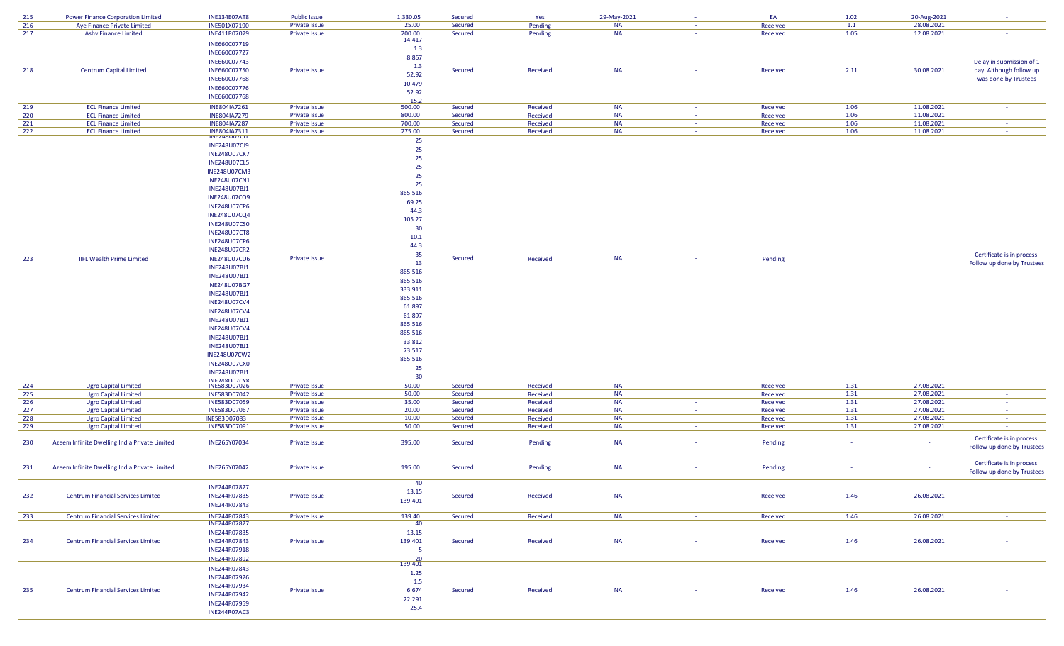| 215 | Power Finance Corporation Limited | INE134E07AT8 | Public Issue | 1,330.05 | Secured | Yes | 29-May-2021 | - | EA | 1.02 | 20-Aug-2021 | - |
|---|---|---|---|---|---|---|---|---|---|---|---|---|
| 216 | Aye Finance Private Limited | INE501X07190 | Private Issue | 25.00 | Secured | Pending | NA | - | Received | 1.1 | 28.08.2021 | - |
| 217 | Ashv Finance Limited | INE411R07079 | Private Issue | 200.00 | Secured | Pending | NA | - | Received | 1.05 | 12.08.2021 | - |
| 218 | Centrum Capital Limited | INE660C07719<br>INE660C07727<br>INE660C07743<br>INE660C07750<br>INE660C07768<br>INE660C07776<br>INE660C07768 | Private Issue | 14.417<br>1.3<br>8.867<br>1.3<br>52.92<br>10.479<br>52.92<br>15.2 | Secured | Received | NA | - | Received | 2.11 | 30.08.2021 | Delay in submission of 1 day. Although follow up was done by Trustees |
| 219 | ECL Finance Limited | INE804IA7261 | Private Issue | 500.00 | Secured | Received | NA | - | Received | 1.06 | 11.08.2021 | - |
| 220 | ECL Finance Limited | INE804IA7279 | Private Issue | 800.00 | Secured | Received | NA | - | Received | 1.06 | 11.08.2021 | - |
| 221 | ECL Finance Limited | INE804IA7287 | Private Issue | 700.00 | Secured | Received | NA | - | Received | 1.06 | 11.08.2021 | - |
| 222 | ECL Finance Limited | INE804IA7311 | Private Issue | 275.00 | Secured | Received | NA | - | Received | 1.06 | 11.08.2021 | - |
| 223 | IIFL Wealth Prime Limited | INE248U07CI1<br>INE248U07CJ9<br>INE248U07CK7<br>INE248U07CL5<br>INE248U07CM3<br>INE248U07CN1<br>INE248U07BJ1<br>INE248U07CO9<br>INE248U07CP6<br>INE248U07CQ4<br>INE248U07CS0<br>INE248U07CT8<br>INE248U07CP6<br>INE248U07CR2<br>INE248U07CU6<br>INE248U07BJ1<br>INE248U07BJ1<br>INE248U07BG7<br>INE248U07BJ1<br>INE248U07CV4<br>INE248U07CV4<br>INE248U07BJ1<br>INE248U07CV4<br>INE248U07BJ1<br>INE248U07BJ1<br>INE248U07CW2<br>INE248U07CX0<br>INE248U07BJ1<br>INE248U07CY8 | Private Issue | 25<br>25<br>25<br>25<br>25<br>25<br>865.516<br>69.25<br>44.3<br>105.27<br>30<br>10.1<br>44.3<br>35<br>13<br>865.516<br>865.516<br>333.911<br>865.516<br>61.897<br>61.897<br>865.516<br>865.516<br>33.812<br>73.517<br>865.516<br>25<br>30 | Secured | Received | NA | - | Pending | | | Certificate is in process. Follow up done by Trustees |
| 224 | Ugro Capital Limited | INE583D07026 | Private Issue | 50.00 | Secured | Received | NA | - | Received | 1.31 | 27.08.2021 | - |
| 225 | Ugro Capital Limited | INE583D07042 | Private Issue | 50.00 | Secured | Received | NA | - | Received | 1.31 | 27.08.2021 | - |
| 226 | Ugro Capital Limited | INE583D07059 | Private Issue | 35.00 | Secured | Received | NA | - | Received | 1.31 | 27.08.2021 | - |
| 227 | Ugro Capital Limited | INE583D07067 | Private Issue | 20.00 | Secured | Received | NA | - | Received | 1.31 | 27.08.2021 | - |
| 228 | Ugro Capital Limited | INE583D07083 | Private Issue | 10.00 | Secured | Received | NA | - | Received | 1.31 | 27.08.2021 | - |
| 229 | Ugro Capital Limited | INE583D07091 | Private Issue | 50.00 | Secured | Received | NA | - | Received | 1.31 | 27.08.2021 | - |
| 230 | Azeem Infinite Dwelling India Private Limited | INE265Y07034 | Private Issue | 395.00 | Secured | Pending | NA | - | Pending | - | - | Certificate is in process. Follow up done by Trustees |
| 231 | Azeem Infinite Dwelling India Private Limited | INE265Y07042 | Private Issue | 195.00 | Secured | Pending | NA | - | Pending | - | - | Certificate is in process. Follow up done by Trustees |
| 232 | Centrum Financial Services Limited | INE244R07827<br>INE244R07835<br>INE244R07843 | Private Issue | 40<br>13.15<br>139.401 | Secured | Received | NA | - | Received | 1.46 | 26.08.2021 | - |
| 233 | Centrum Financial Services Limited | INE244R07843 | Private Issue | 139.40 | Secured | Received | NA | - | Received | 1.46 | 26.08.2021 | - |
| 234 | Centrum Financial Services Limited | INE244R07827<br>INE244R07835<br>INE244R07843<br>INE244R07918<br>INE244R07892 | Private Issue | 40<br>13.15<br>139.401<br>5<br>20 | Secured | Received | NA | - | Received | 1.46 | 26.08.2021 | - |
| 235 | Centrum Financial Services Limited | INE244R07843<br>INE244R07926<br>INE244R07934<br>INE244R07942<br>INE244R07959<br>INE244R07AC3 | Private Issue | 139.401<br>1.25<br>1.5<br>6.674<br>22.291<br>25.4 | Secured | Received | NA | - | Received | 1.46 | 26.08.2021 | - |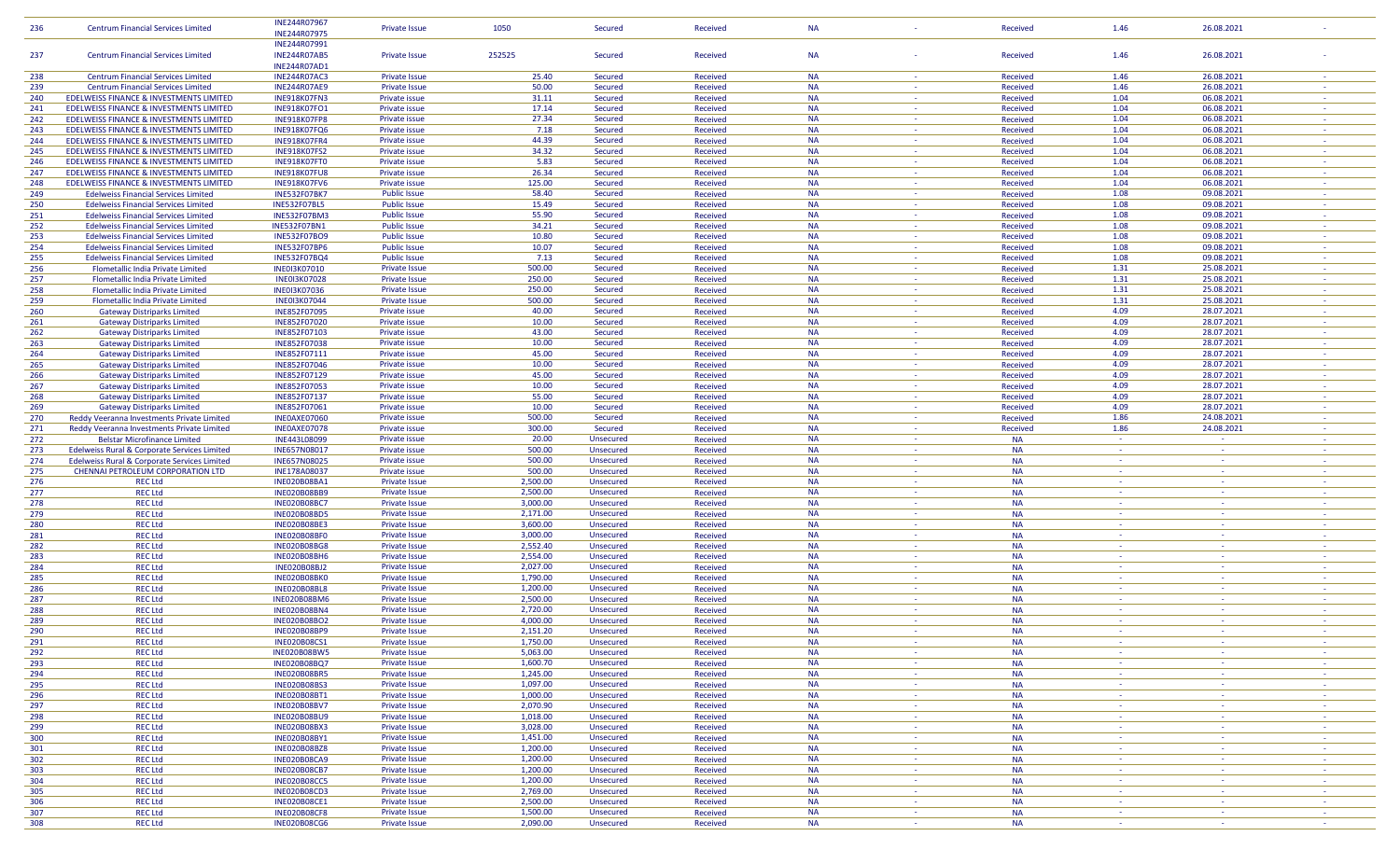| 236 | Centrum Financial Services Limited | INE244R07967 INE244R07975 | Private Issue | 1050 | Secured | Received | NA | - | Received | 1.46 | 26.08.2021 | - |
|---|---|---|---|---|---|---|---|---|---|---|---|---|
| 237 | Centrum Financial Services Limited | INE244R07991 INE244R07AB5 INE244R07AD1 | Private Issue | 252525 | Secured | Received | NA | - | Received | 1.46 | 26.08.2021 | - |
| 238 | Centrum Financial Services Limited | INE244R07AC3 | Private Issue | 25.40 | Secured | Received | NA | - | Received | 1.46 | 26.08.2021 | - |
| 239 | Centrum Financial Services Limited | INE244R07AE9 | Private Issue | 50.00 | Secured | Received | NA | - | Received | 1.46 | 26.08.2021 | - |
| 240 | EDELWEISS FINANCE & INVESTMENTS LIMITED | INE918K07FN3 | Private issue | 31.11 | Secured | Received | NA | - | Received | 1.04 | 06.08.2021 | - |
| 241 | EDELWEISS FINANCE & INVESTMENTS LIMITED | INE918K07FO1 | Private issue | 17.14 | Secured | Received | NA | - | Received | 1.04 | 06.08.2021 | - |
| 242 | EDELWEISS FINANCE & INVESTMENTS LIMITED | INE918K07FP8 | Private issue | 27.34 | Secured | Received | NA | - | Received | 1.04 | 06.08.2021 | - |
| 243 | EDELWEISS FINANCE & INVESTMENTS LIMITED | INE918K07FQ6 | Private issue | 7.18 | Secured | Received | NA | - | Received | 1.04 | 06.08.2021 | - |
| 244 | EDELWEISS FINANCE & INVESTMENTS LIMITED | INE918K07FR4 | Private issue | 44.39 | Secured | Received | NA | - | Received | 1.04 | 06.08.2021 | - |
| 245 | EDELWEISS FINANCE & INVESTMENTS LIMITED | INE918K07FS2 | Private issue | 34.32 | Secured | Received | NA | - | Received | 1.04 | 06.08.2021 | - |
| 246 | EDELWEISS FINANCE & INVESTMENTS LIMITED | INE918K07FT0 | Private issue | 5.83 | Secured | Received | NA | - | Received | 1.04 | 06.08.2021 | - |
| 247 | EDELWEISS FINANCE & INVESTMENTS LIMITED | INE918K07FU8 | Private issue | 26.34 | Secured | Received | NA | - | Received | 1.04 | 06.08.2021 | - |
| 248 | EDELWEISS FINANCE & INVESTMENTS LIMITED | INE918K07FV6 | Private issue | 125.00 | Secured | Received | NA | - | Received | 1.04 | 06.08.2021 | - |
| 249 | Edelweiss Financial Services Limited | INE532F07BK7 | Public Issue | 58.40 | Secured | Received | NA | - | Received | 1.08 | 09.08.2021 | - |
| 250 | Edelweiss Financial Services Limited | INE532F07BL5 | Public Issue | 15.49 | Secured | Received | NA | - | Received | 1.08 | 09.08.2021 | - |
| 251 | Edelweiss Financial Services Limited | INE532F07BM3 | Public Issue | 55.90 | Secured | Received | NA | - | Received | 1.08 | 09.08.2021 | - |
| 252 | Edelweiss Financial Services Limited | INE532F07BN1 | Public Issue | 34.21 | Secured | Received | NA | - | Received | 1.08 | 09.08.2021 | - |
| 253 | Edelweiss Financial Services Limited | INE532F07BO9 | Public Issue | 10.80 | Secured | Received | NA | - | Received | 1.08 | 09.08.2021 | - |
| 254 | Edelweiss Financial Services Limited | INE532F07BP6 | Public Issue | 10.07 | Secured | Received | NA | - | Received | 1.08 | 09.08.2021 | - |
| 255 | Edelweiss Financial Services Limited | INE532F07BQ4 | Public Issue | 7.13 | Secured | Received | NA | - | Received | 1.08 | 09.08.2021 | - |
| 256 | Flometallic India Private Limited | INE0I3K07010 | Private Issue | 500.00 | Secured | Received | NA | - | Received | 1.31 | 25.08.2021 | - |
| 257 | Flometallic India Private Limited | INE0I3K07028 | Private Issue | 250.00 | Secured | Received | NA | - | Received | 1.31 | 25.08.2021 | - |
| 258 | Flometallic India Private Limited | INE0I3K07036 | Private Issue | 250.00 | Secured | Received | NA | - | Received | 1.31 | 25.08.2021 | - |
| 259 | Flometallic India Private Limited | INE0I3K07044 | Private Issue | 500.00 | Secured | Received | NA | - | Received | 1.31 | 25.08.2021 | - |
| 260 | Gateway Distriparks Limited | INE852F07095 | Private issue | 40.00 | Secured | Received | NA | - | Received | 4.09 | 28.07.2021 | - |
| 261 | Gateway Distriparks Limited | INE852F07020 | Private issue | 10.00 | Secured | Received | NA | - | Received | 4.09 | 28.07.2021 | - |
| 262 | Gateway Distriparks Limited | INE852F07103 | Private issue | 43.00 | Secured | Received | NA | - | Received | 4.09 | 28.07.2021 | - |
| 263 | Gateway Distriparks Limited | INE852F07038 | Private issue | 10.00 | Secured | Received | NA | - | Received | 4.09 | 28.07.2021 | - |
| 264 | Gateway Distriparks Limited | INE852F07111 | Private issue | 45.00 | Secured | Received | NA | - | Received | 4.09 | 28.07.2021 | - |
| 265 | Gateway Distriparks Limited | INE852F07046 | Private issue | 10.00 | Secured | Received | NA | - | Received | 4.09 | 28.07.2021 | - |
| 266 | Gateway Distriparks Limited | INE852F07129 | Private issue | 45.00 | Secured | Received | NA | - | Received | 4.09 | 28.07.2021 | - |
| 267 | Gateway Distriparks Limited | INE852F07053 | Private issue | 10.00 | Secured | Received | NA | - | Received | 4.09 | 28.07.2021 | - |
| 268 | Gateway Distriparks Limited | INE852F07137 | Private issue | 55.00 | Secured | Received | NA | - | Received | 4.09 | 28.07.2021 | - |
| 269 | Gateway Distriparks Limited | INE852F07061 | Private issue | 10.00 | Secured | Received | NA | - | Received | 4.09 | 28.07.2021 | - |
| 270 | Reddy Veeranna Investments Private Limited | INE0AXE07060 | Private issue | 500.00 | Secured | Received | NA | - | Received | 1.86 | 24.08.2021 | - |
| 271 | Reddy Veeranna Investments Private Limited | INE0AXE07078 | Private issue | 300.00 | Secured | Received | NA | - | Received | 1.86 | 24.08.2021 | - |
| 272 | Belstar Microfinance Limited | INE443L08099 | Private issue | 20.00 | Unsecured | Received | NA | - | NA | - | - | - |
| 273 | Edelweiss Rural & Corporate Services Limited | INE657N08017 | Private issue | 500.00 | Unsecured | Received | NA | - | NA | - | - | - |
| 274 | Edelweiss Rural & Corporate Services Limited | INE657N08025 | Private issue | 500.00 | Unsecured | Received | NA | - | NA | - | - | - |
| 275 | CHENNAI PETROLEUM CORPORATION LTD | INE178A08037 | Private issue | 500.00 | Unsecured | Received | NA | - | NA | - | - | - |
| 276 | REC Ltd | INE020B08BA1 | Private Issue | 2,500.00 | Unsecured | Received | NA | - | NA | - | - | - |
| 277 | REC Ltd | INE020B08BB9 | Private Issue | 2,500.00 | Unsecured | Received | NA | - | NA | - | - | - |
| 278 | REC Ltd | INE020B08BC7 | Private Issue | 3,000.00 | Unsecured | Received | NA | - | NA | - | - | - |
| 279 | REC Ltd | INE020B08BD5 | Private Issue | 2,171.00 | Unsecured | Received | NA | - | NA | - | - | - |
| 280 | REC Ltd | INE020B08BE3 | Private Issue | 3,600.00 | Unsecured | Received | NA | - | NA | - | - | - |
| 281 | REC Ltd | INE020B08BF0 | Private Issue | 3,000.00 | Unsecured | Received | NA | - | NA | - | - | - |
| 282 | REC Ltd | INE020B08BG8 | Private Issue | 2,552.40 | Unsecured | Received | NA | - | NA | - | - | - |
| 283 | REC Ltd | INE020B08BH6 | Private Issue | 2,554.00 | Unsecured | Received | NA | - | NA | - | - | - |
| 284 | REC Ltd | INE020B08BJ2 | Private Issue | 2,027.00 | Unsecured | Received | NA | - | NA | - | - | - |
| 285 | REC Ltd | INE020B08BK0 | Private Issue | 1,790.00 | Unsecured | Received | NA | - | NA | - | - | - |
| 286 | REC Ltd | INE020B08BL8 | Private Issue | 1,200.00 | Unsecured | Received | NA | - | NA | - | - | - |
| 287 | REC Ltd | INE020B08BM6 | Private Issue | 2,500.00 | Unsecured | Received | NA | - | NA | - | - | - |
| 288 | REC Ltd | INE020B08BN4 | Private Issue | 2,720.00 | Unsecured | Received | NA | - | NA | - | - | - |
| 289 | REC Ltd | INE020B08BO2 | Private Issue | 4,000.00 | Unsecured | Received | NA | - | NA | - | - | - |
| 290 | REC Ltd | INE020B08BP9 | Private Issue | 2,151.20 | Unsecured | Received | NA | - | NA | - | - | - |
| 291 | REC Ltd | INE020B08CS1 | Private Issue | 1,750.00 | Unsecured | Received | NA | - | NA | - | - | - |
| 292 | REC Ltd | INE020B08BW5 | Private Issue | 5,063.00 | Unsecured | Received | NA | - | NA | - | - | - |
| 293 | REC Ltd | INE020B08BQ7 | Private Issue | 1,600.70 | Unsecured | Received | NA | - | NA | - | - | - |
| 294 | REC Ltd | INE020B08BR5 | Private Issue | 1,245.00 | Unsecured | Received | NA | - | NA | - | - | - |
| 295 | REC Ltd | INE020B08BS3 | Private Issue | 1,097.00 | Unsecured | Received | NA | - | NA | - | - | - |
| 296 | REC Ltd | INE020B08BT1 | Private Issue | 1,000.00 | Unsecured | Received | NA | - | NA | - | - | - |
| 297 | REC Ltd | INE020B08BV7 | Private Issue | 2,070.90 | Unsecured | Received | NA | - | NA | - | - | - |
| 298 | REC Ltd | INE020B08BU9 | Private Issue | 1,018.00 | Unsecured | Received | NA | - | NA | - | - | - |
| 299 | REC Ltd | INE020B08BX3 | Private Issue | 3,028.00 | Unsecured | Received | NA | - | NA | - | - | - |
| 300 | REC Ltd | INE020B08BY1 | Private Issue | 1,451.00 | Unsecured | Received | NA | - | NA | - | - | - |
| 301 | REC Ltd | INE020B08BZ8 | Private Issue | 1,200.00 | Unsecured | Received | NA | - | NA | - | - | - |
| 302 | REC Ltd | INE020B08CA9 | Private Issue | 1,200.00 | Unsecured | Received | NA | - | NA | - | - | - |
| 303 | REC Ltd | INE020B08CB7 | Private Issue | 1,200.00 | Unsecured | Received | NA | - | NA | - | - | - |
| 304 | REC Ltd | INE020B08CC5 | Private Issue | 1,200.00 | Unsecured | Received | NA | - | NA | - | - | - |
| 305 | REC Ltd | INE020B08CD3 | Private Issue | 2,769.00 | Unsecured | Received | NA | - | NA | - | - | - |
| 306 | REC Ltd | INE020B08CE1 | Private Issue | 2,500.00 | Unsecured | Received | NA | - | NA | - | - | - |
| 307 | REC Ltd | INE020B08CF8 | Private Issue | 1,500.00 | Unsecured | Received | NA | - | NA | - | - | - |
| 308 | REC Ltd | INE020B08CG6 | Private Issue | 2,090.00 | Unsecured | Received | NA | - | NA | - | - | - |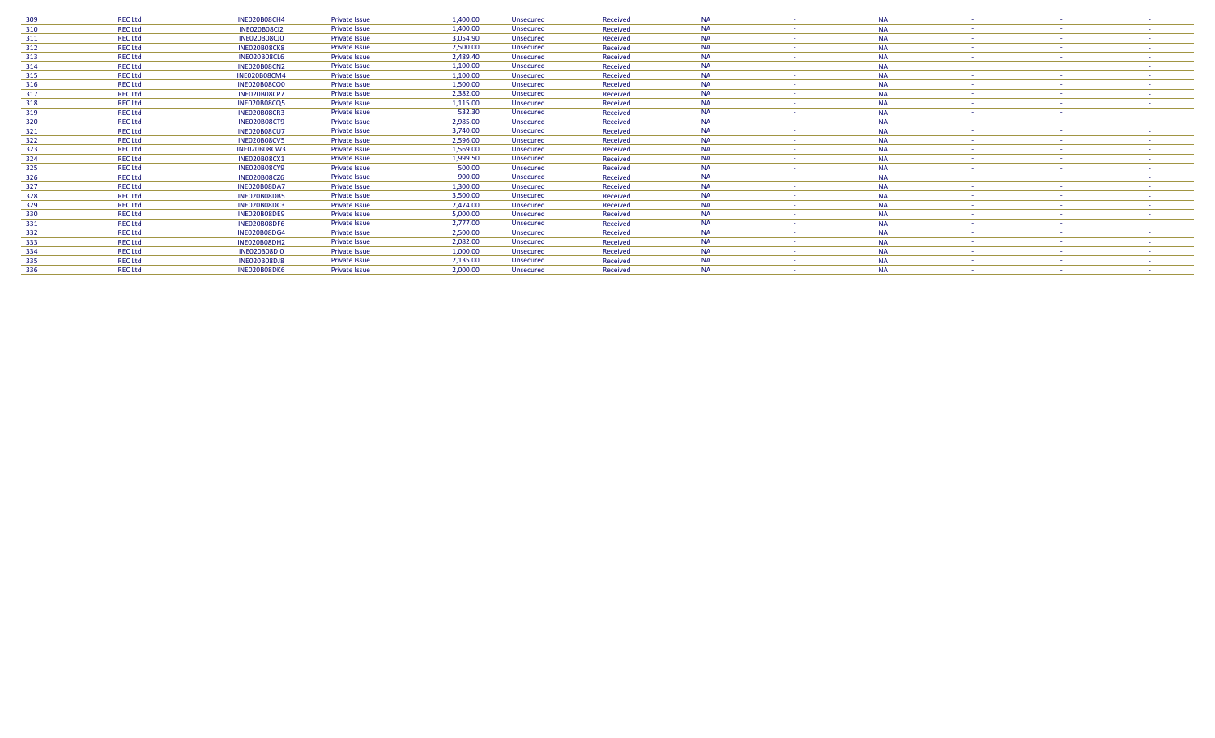| | | | | | | | | | | | | |
|---|---|---|---|---|---|---|---|---|---|---|---|---|
| 309 | REC Ltd | INE020B08CH4 | Private Issue | 1,400.00 | Unsecured | Received | NA | - | NA | - | - | - |
| 310 | REC Ltd | INE020B08CI2 | Private Issue | 1,400.00 | Unsecured | Received | NA | - | NA | - | - | - |
| 311 | REC Ltd | INE020B08CJ0 | Private Issue | 3,054.90 | Unsecured | Received | NA | - | NA | - | - | - |
| 312 | REC Ltd | INE020B08CK8 | Private Issue | 2,500.00 | Unsecured | Received | NA | - | NA | - | - | - |
| 313 | REC Ltd | INE020B08CL6 | Private Issue | 2,489.40 | Unsecured | Received | NA | - | NA | - | - | - |
| 314 | REC Ltd | INE020B08CN2 | Private Issue | 1,100.00 | Unsecured | Received | NA | - | NA | - | - | - |
| 315 | REC Ltd | INE020B08CM4 | Private Issue | 1,100.00 | Unsecured | Received | NA | - | NA | - | - | - |
| 316 | REC Ltd | INE020B08CO0 | Private Issue | 1,500.00 | Unsecured | Received | NA | - | NA | - | - | - |
| 317 | REC Ltd | INE020B08CP7 | Private Issue | 2,382.00 | Unsecured | Received | NA | - | NA | - | - | - |
| 318 | REC Ltd | INE020B08CQ5 | Private Issue | 1,115.00 | Unsecured | Received | NA | - | NA | - | - | - |
| 319 | REC Ltd | INE020B08CR3 | Private Issue | 532.30 | Unsecured | Received | NA | - | NA | - | - | - |
| 320 | REC Ltd | INE020B08CT9 | Private Issue | 2,985.00 | Unsecured | Received | NA | - | NA | - | - | - |
| 321 | REC Ltd | INE020B08CU7 | Private Issue | 3,740.00 | Unsecured | Received | NA | - | NA | - | - | - |
| 322 | REC Ltd | INE020B08CV5 | Private Issue | 2,596.00 | Unsecured | Received | NA | - | NA | - | - | - |
| 323 | REC Ltd | INE020B08CW3 | Private Issue | 1,569.00 | Unsecured | Received | NA | - | NA | - | - | - |
| 324 | REC Ltd | INE020B08CX1 | Private Issue | 1,999.50 | Unsecured | Received | NA | - | NA | - | - | - |
| 325 | REC Ltd | INE020B08CY9 | Private Issue | 500.00 | Unsecured | Received | NA | - | NA | - | - | - |
| 326 | REC Ltd | INE020B08CZ6 | Private Issue | 900.00 | Unsecured | Received | NA | - | NA | - | - | - |
| 327 | REC Ltd | INE020B08DA7 | Private Issue | 1,300.00 | Unsecured | Received | NA | - | NA | - | - | - |
| 328 | REC Ltd | INE020B08DB5 | Private Issue | 3,500.00 | Unsecured | Received | NA | - | NA | - | - | - |
| 329 | REC Ltd | INE020B08DC3 | Private Issue | 2,474.00 | Unsecured | Received | NA | - | NA | - | - | - |
| 330 | REC Ltd | INE020B08DE9 | Private Issue | 5,000.00 | Unsecured | Received | NA | - | NA | - | - | - |
| 331 | REC Ltd | INE020B08DF6 | Private Issue | 2,777.00 | Unsecured | Received | NA | - | NA | - | - | - |
| 332 | REC Ltd | INE020B08DG4 | Private Issue | 2,500.00 | Unsecured | Received | NA | - | NA | - | - | - |
| 333 | REC Ltd | INE020B08DH2 | Private Issue | 2,082.00 | Unsecured | Received | NA | - | NA | - | - | - |
| 334 | REC Ltd | INE020B08DI0 | Private Issue | 1,000.00 | Unsecured | Received | NA | - | NA | - | - | - |
| 335 | REC Ltd | INE020B08DJ8 | Private Issue | 2,135.00 | Unsecured | Received | NA | - | NA | - | - | - |
| 336 | REC Ltd | INE020B08DK6 | Private Issue | 2,000.00 | Unsecured | Received | NA | - | NA | - | - | - |